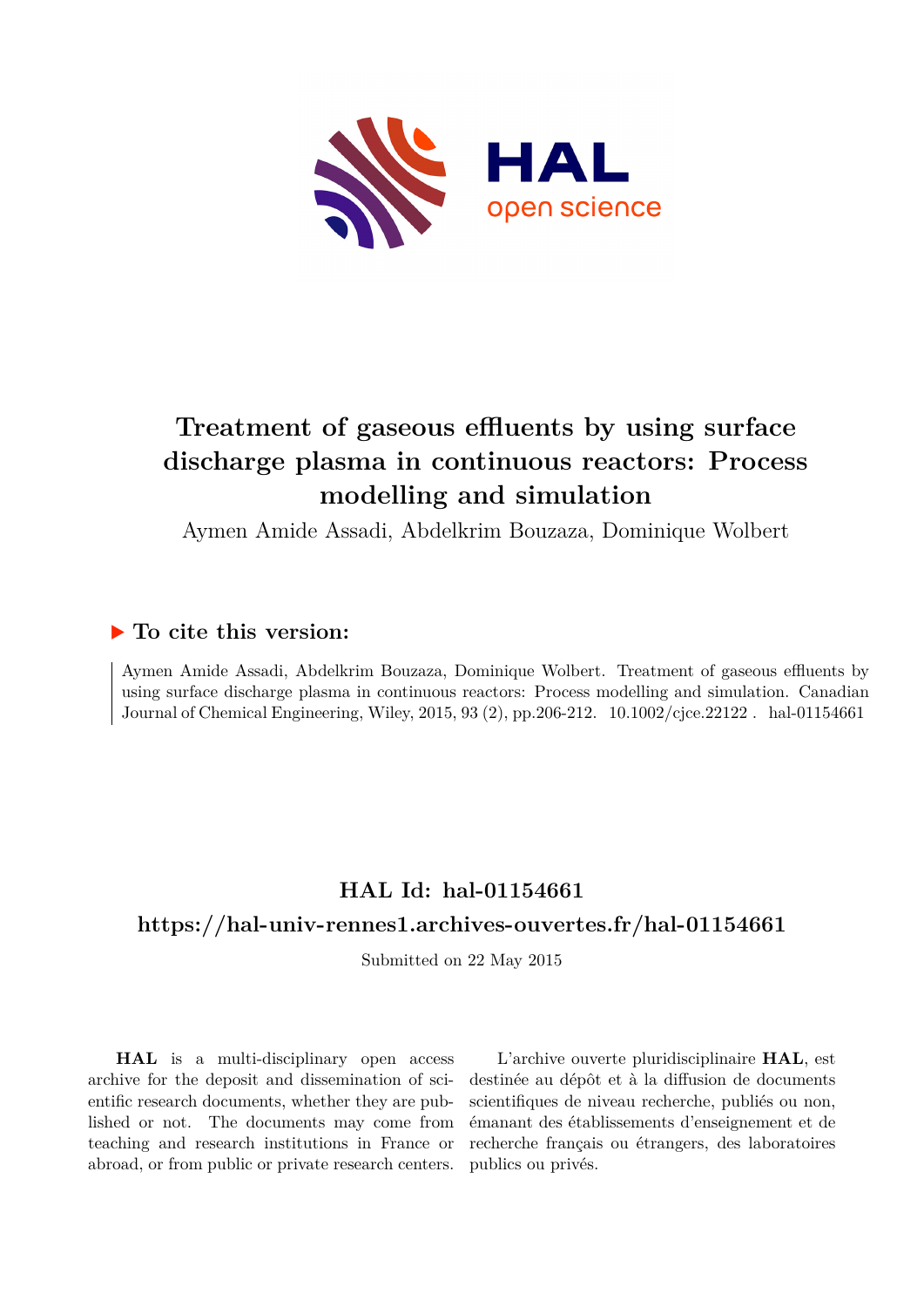# Treatment of gaseous effluents by using surface discharge plasma in continuous reactors: Process modelling and simulation

Aymen Amide Assadi, Abdelkrim Bouzaza, Dominique Wolbert

## ▶ To cite this version:

Aymen Amide Assadi, Abdelkrim Bouzaza, Dominique Wolbert. Treatment of gaseous effluents by using surface discharge plasma in continuous reactors: Process modelling and simulation. Canadian Journal of Chemical Engineering, Wiley, 2015, 93 (2), pp.206-212. 10.1002/cjce.22122 . hal-01154661

## HAL Id: hal-01154661

## https://hal-univ-rennes1.archives-ouvertes.fr/hal-01154661

Submitted on 22 May 2015

**HAL** is a multi-disciplinary open access archive for the deposit and dissemination of scientific research documents, whether they are published or not. The documents may come from teaching and research institutions in France or abroad, or from public or private research centers.

L'archive ouverte pluridisciplinaire **HAL**, est destinée au dépôt et à la diffusion de documents scientifiques de niveau recherche, publiés ou non, émanant des établissements d'enseignement et de recherche français ou étrangers, des laboratoires publics ou privés.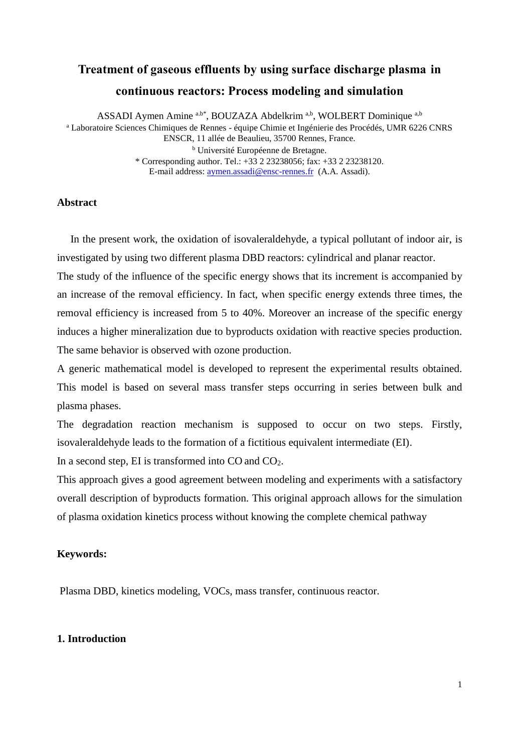# Treatment of gaseous effluents by using surface discharge plasma in continuous reactors: Process modeling and simulation

ASSADI Aymen Amine [a,b*], BOUZAZA Abdelkrim [a,b], WOLBERT Dominique [a,b]

[a] Laboratoire Sciences Chimiques de Rennes - équipe Chimie et Ingénierie des Procédés, UMR 6226 CNRS ENSCR, 11 allée de Beaulieu, 35700 Rennes, France.

[b] Université Européenne de Bretagne.

\* Corresponding author. Tel.: +33 2 23238056; fax: +33 2 23238120.
E-mail address: aymen.assadi@ensc-rennes.fr (A.A. Assadi).

## Abstract

In the present work, the oxidation of isovaleraldehyde, a typical pollutant of indoor air, is investigated by using two different plasma DBD reactors: cylindrical and planar reactor.

The study of the influence of the specific energy shows that its increment is accompanied by an increase of the removal efficiency. In fact, when specific energy extends three times, the removal efficiency is increased from 5 to 40%. Moreover an increase of the specific energy induces a higher mineralization due to byproducts oxidation with reactive species production. The same behavior is observed with ozone production.

A generic mathematical model is developed to represent the experimental results obtained. This model is based on several mass transfer steps occurring in series between bulk and plasma phases.

The degradation reaction mechanism is supposed to occur on two steps. Firstly, isovaleraldehyde leads to the formation of a fictitious equivalent intermediate (EI).

In a second step, EI is transformed into CO and $CO_2$.

This approach gives a good agreement between modeling and experiments with a satisfactory overall description of byproducts formation. This original approach allows for the simulation of plasma oxidation kinetics process without knowing the complete chemical pathway

**Keywords:**

Plasma DBD, kinetics modeling, VOCs, mass transfer, continuous reactor.

## 1. Introduction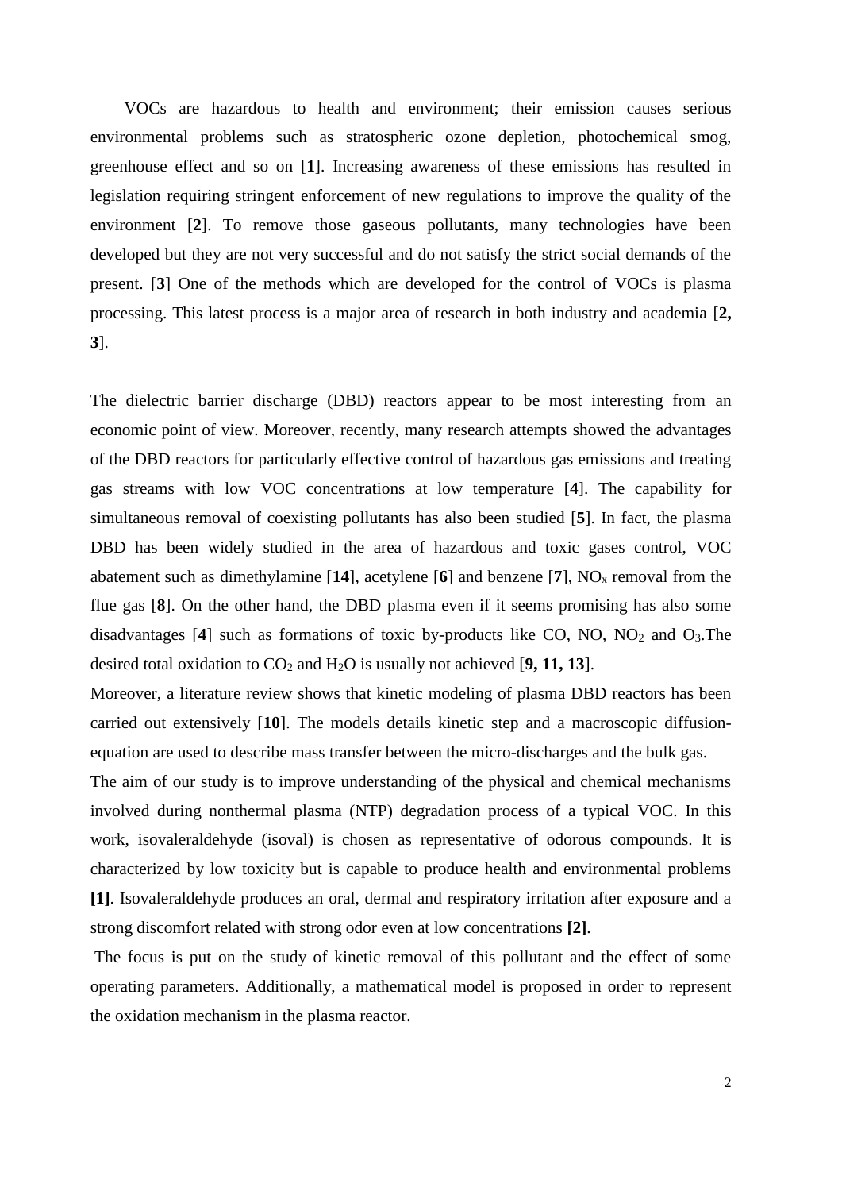VOCs are hazardous to health and environment; their emission causes serious environmental problems such as stratospheric ozone depletion, photochemical smog, greenhouse effect and so on [**1**]. Increasing awareness of these emissions has resulted in legislation requiring stringent enforcement of new regulations to improve the quality of the environment [**2**]. To remove those gaseous pollutants, many technologies have been developed but they are not very successful and do not satisfy the strict social demands of the present. [**3**] One of the methods which are developed for the control of VOCs is plasma processing. This latest process is a major area of research in both industry and academia [**2, 3**].

The dielectric barrier discharge (DBD) reactors appear to be most interesting from an economic point of view. Moreover, recently, many research attempts showed the advantages of the DBD reactors for particularly effective control of hazardous gas emissions and treating gas streams with low VOC concentrations at low temperature [**4**]. The capability for simultaneous removal of coexisting pollutants has also been studied [**5**]. In fact, the plasma DBD has been widely studied in the area of hazardous and toxic gases control, VOC abatement such as dimethylamine [**14**], acetylene [**6**] and benzene [**7**], $NO_x$ removal from the flue gas [**8**]. On the other hand, the DBD plasma even if it seems promising has also some disadvantages [**4**] such as formations of toxic by-products like CO, NO, $NO_2$ and $O_3$.The desired total oxidation to $CO_2$ and $H_2O$ is usually not achieved [**9, 11, 13**].

Moreover, a literature review shows that kinetic modeling of plasma DBD reactors has been carried out extensively [**10**]. The models details kinetic step and a macroscopic diffusion-equation are used to describe mass transfer between the micro-discharges and the bulk gas.

The aim of our study is to improve understanding of the physical and chemical mechanisms involved during nonthermal plasma (NTP) degradation process of a typical VOC. In this work, isovaleraldehyde (isoval) is chosen as representative of odorous compounds. It is characterized by low toxicity but is capable to produce health and environmental problems **[1]**. Isovaleraldehyde produces an oral, dermal and respiratory irritation after exposure and a strong discomfort related with strong odor even at low concentrations **[2]**.

The focus is put on the study of kinetic removal of this pollutant and the effect of some operating parameters. Additionally, a mathematical model is proposed in order to represent the oxidation mechanism in the plasma reactor.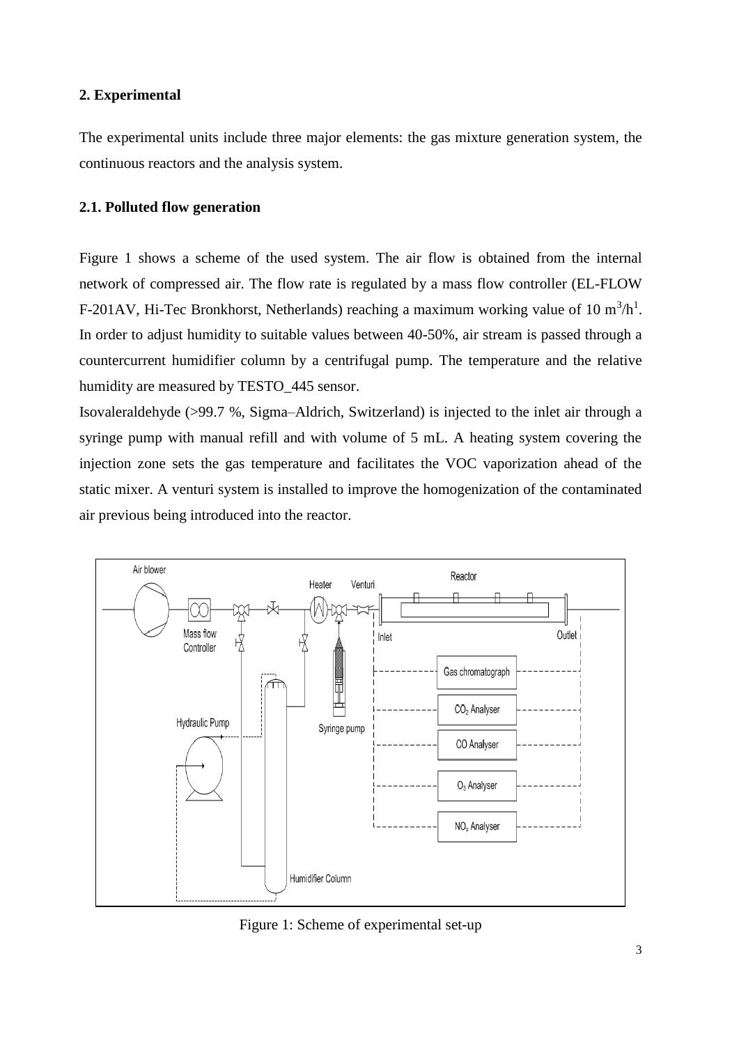## 2. Experimental

The experimental units include three major elements: the gas mixture generation system, the continuous reactors and the analysis system.

### 2.1. Polluted flow generation

Figure 1 shows a scheme of the used system. The air flow is obtained from the internal network of compressed air. The flow rate is regulated by a mass flow controller (EL-FLOW F-201AV, Hi-Tec Bronkhorst, Netherlands) reaching a maximum working value of 10 $m^3/h^1$. In order to adjust humidity to suitable values between 40-50%, air stream is passed through a countercurrent humidifier column by a centrifugal pump. The temperature and the relative humidity are measured by TESTO_445 sensor.

Isovaleraldehyde (>99.7 %, Sigma–Aldrich, Switzerland) is injected to the inlet air through a syringe pump with manual refill and with volume of 5 mL. A heating system covering the injection zone sets the gas temperature and facilitates the VOC vaporization ahead of the static mixer. A venturi system is installed to improve the homogenization of the contaminated air previous being introduced into the reactor.

Figure 1: Scheme of experimental set-up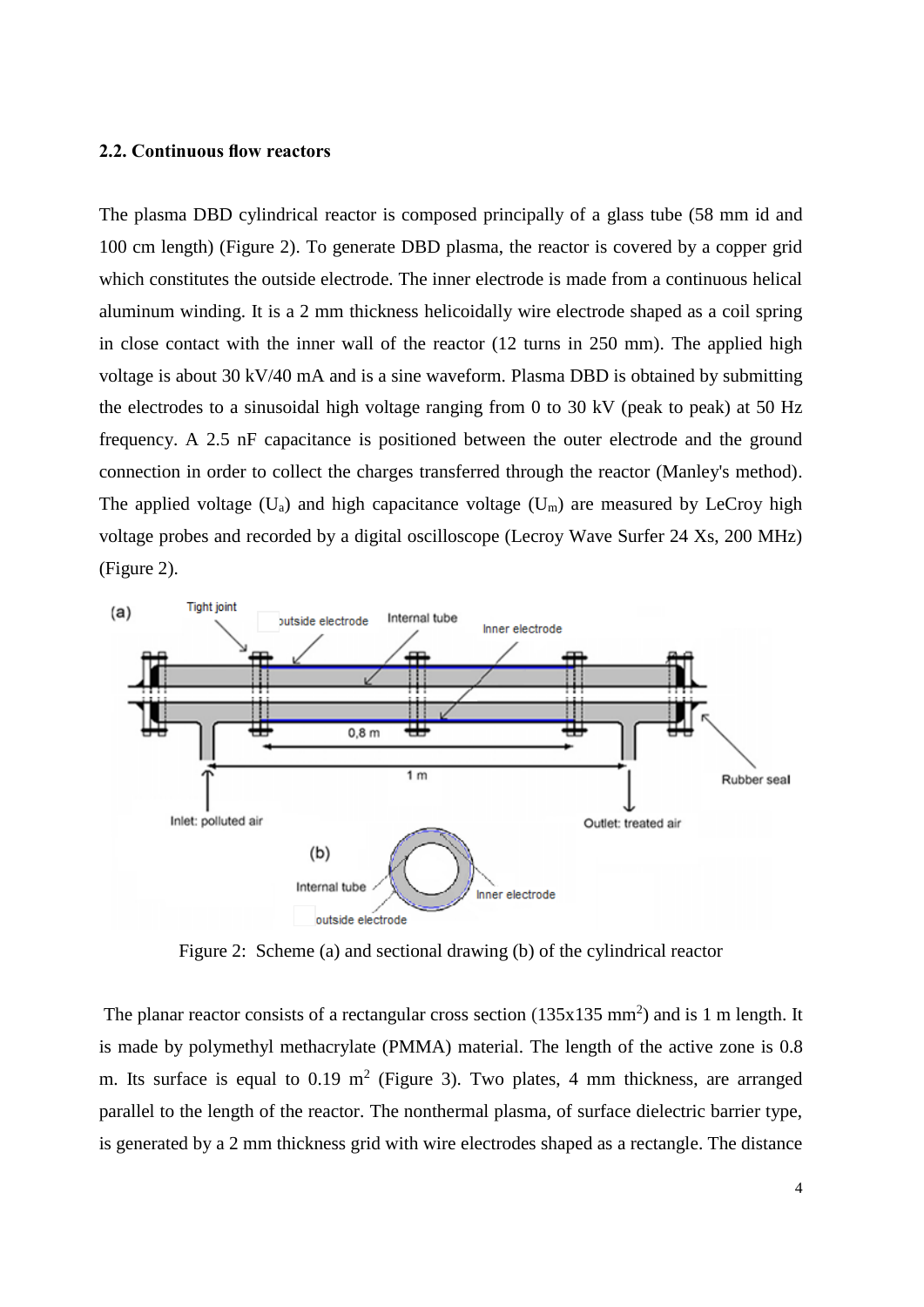**2.2. Continuous flow reactors**

The plasma DBD cylindrical reactor is composed principally of a glass tube (58 mm id and 100 cm length) (Figure 2). To generate DBD plasma, the reactor is covered by a copper grid which constitutes the outside electrode. The inner electrode is made from a continuous helical aluminum winding. It is a 2 mm thickness helicoidally wire electrode shaped as a coil spring in close contact with the inner wall of the reactor (12 turns in 250 mm). The applied high voltage is about 30 kV/40 mA and is a sine waveform. Plasma DBD is obtained by submitting the electrodes to a sinusoidal high voltage ranging from 0 to 30 kV (peak to peak) at 50 Hz frequency. A 2.5 nF capacitance is positioned between the outer electrode and the ground connection in order to collect the charges transferred through the reactor (Manley's method). The applied voltage ($U_a$) and high capacitance voltage ($U_m$) are measured by LeCroy high voltage probes and recorded by a digital oscilloscope (Lecroy Wave Surfer 24 Xs, 200 MHz) (Figure 2).

Figure 2: Scheme (a) and sectional drawing (b) of the cylindrical reactor

The planar reactor consists of a rectangular cross section (135x135 $mm^2$) and is 1 m length. It is made by polymethyl methacrylate (PMMA) material. The length of the active zone is 0.8 m. Its surface is equal to 0.19 $m^2$ (Figure 3). Two plates, 4 mm thickness, are arranged parallel to the length of the reactor. The nonthermal plasma, of surface dielectric barrier type, is generated by a 2 mm thickness grid with wire electrodes shaped as a rectangle. The distance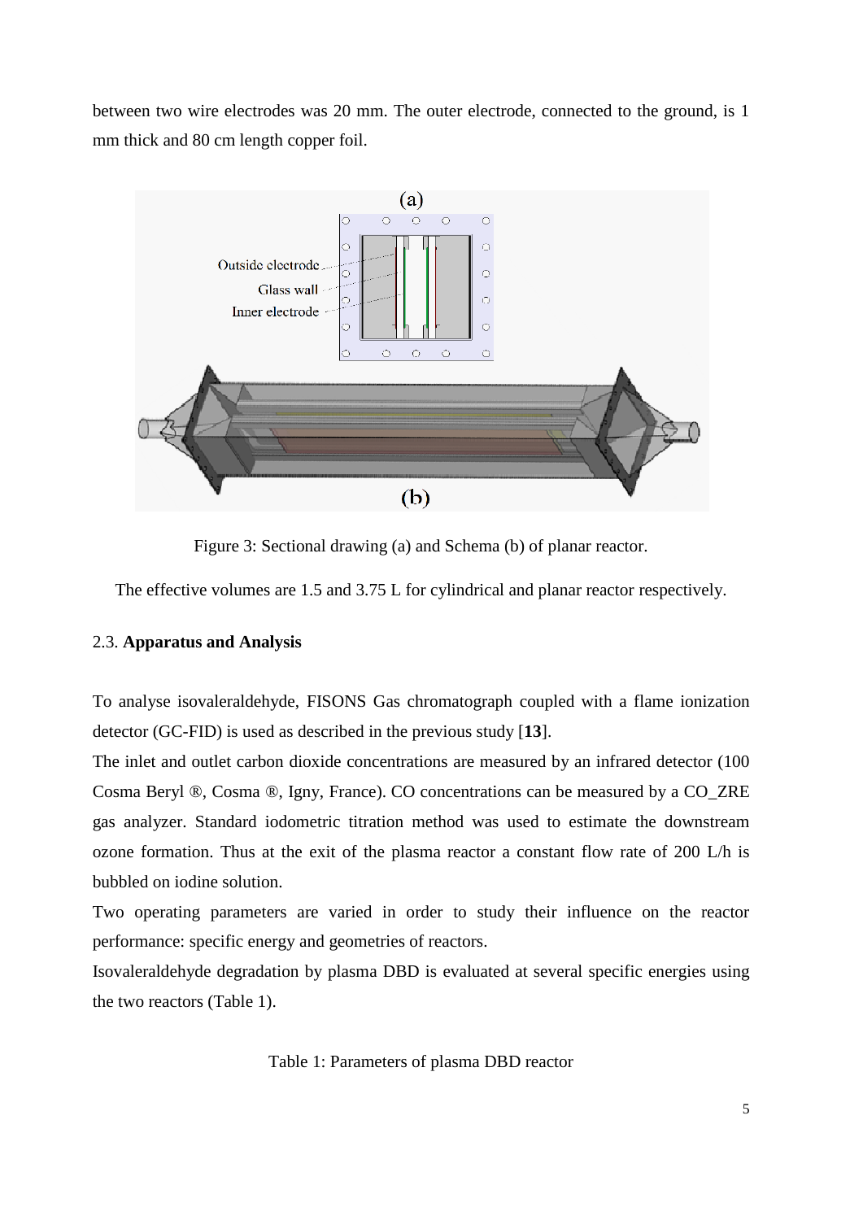between two wire electrodes was 20 mm. The outer electrode, connected to the ground, is 1 mm thick and 80 cm length copper foil.

Figure 3: Sectional drawing (a) and Schema (b) of planar reactor.

The effective volumes are 1.5 and 3.75 L for cylindrical and planar reactor respectively.

### 2.3. **Apparatus and Analysis**

To analyse isovaleraldehyde, FISONS Gas chromatograph coupled with a flame ionization detector (GC-FID) is used as described in the previous study [**13**].

The inlet and outlet carbon dioxide concentrations are measured by an infrared detector (100 Cosma Beryl ®, Cosma ®, Igny, France). CO concentrations can be measured by a CO_ZRE gas analyzer. Standard iodometric titration method was used to estimate the downstream ozone formation. Thus at the exit of the plasma reactor a constant flow rate of 200 L/h is bubbled on iodine solution.

Two operating parameters are varied in order to study their influence on the reactor performance: specific energy and geometries of reactors.

Isovaleraldehyde degradation by plasma DBD is evaluated at several specific energies using the two reactors (Table 1).

Table 1: Parameters of plasma DBD reactor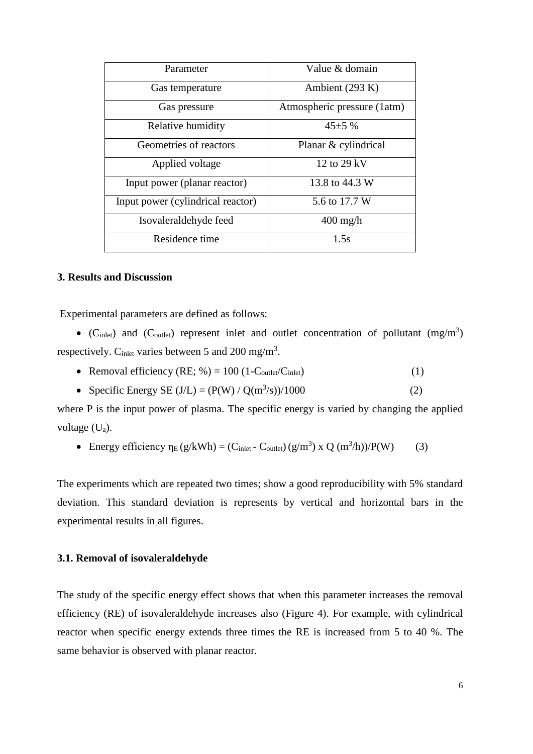| Parameter | Value & domain |
|---|---|
| Gas temperature | Ambient (293 K) |
| Gas pressure | Atmospheric pressure (1atm) |
| Relative humidity | 45±5 % |
| Geometries of reactors | Planar & cylindrical |
| Applied voltage | 12 to 29 kV |
| Input power (planar reactor) | 13.8 to 44.3 W |
| Input power (cylindrical reactor) | 5.6 to 17.7 W |
| Isovaleraldehyde feed | 400 mg/h |
| Residence time | 1.5s |

### 3. Results and Discussion

Experimental parameters are defined as follows:

- ($C_{inlet}$) and ($C_{outlet}$) represent inlet and outlet concentration of pollutant ($mg/m^3$) respectively. $C_{inlet}$ varies between 5 and 200 $mg/m^3$.
- Removal efficiency (RE; %) = $100\,(1-C_{outlet}/C_{inlet})$ (1)
- Specific Energy SE (J/L) = $(P(W) / Q(m^3/s))/1000$ (2)

where P is the input power of plasma. The specific energy is varied by changing the applied voltage ($U_a$).

- Energy efficiency $\eta_E$ (g/kWh) = $(C_{inlet} - C_{outlet})\,(g/m^3) \times Q\,(m^3/h))/P(W)$ (3)

The experiments which are repeated two times; show a good reproducibility with 5% standard deviation. This standard deviation is represents by vertical and horizontal bars in the experimental results in all figures.

### 3.1. Removal of isovaleraldehyde

The study of the specific energy effect shows that when this parameter increases the removal efficiency (RE) of isovaleraldehyde increases also (Figure 4). For example, with cylindrical reactor when specific energy extends three times the RE is increased from 5 to 40 %. The same behavior is observed with planar reactor.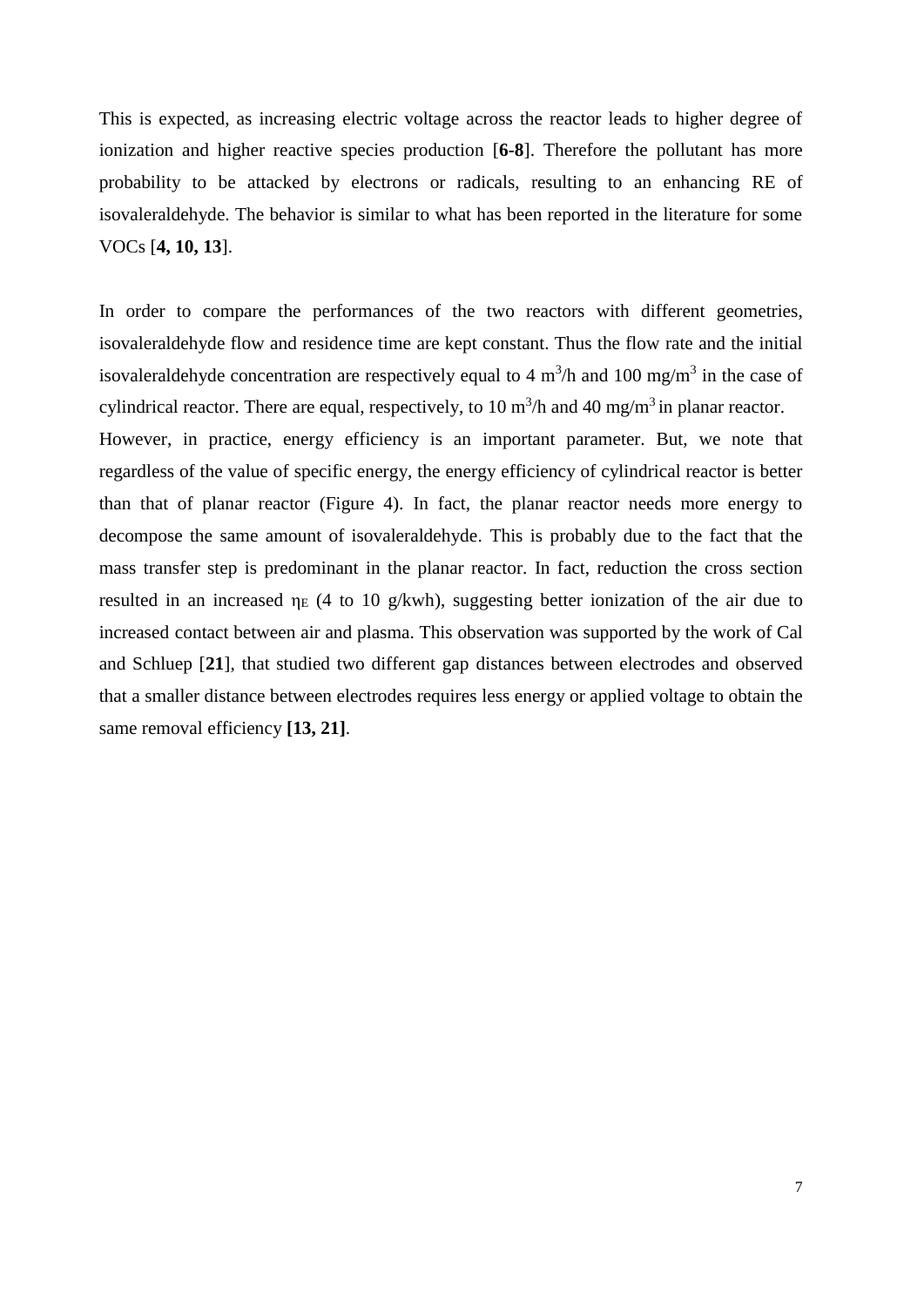This is expected, as increasing electric voltage across the reactor leads to higher degree of ionization and higher reactive species production [**6-8**]. Therefore the pollutant has more probability to be attacked by electrons or radicals, resulting to an enhancing RE of isovaleraldehyde. The behavior is similar to what has been reported in the literature for some VOCs [**4, 10, 13**].

In order to compare the performances of the two reactors with different geometries, isovaleraldehyde flow and residence time are kept constant. Thus the flow rate and the initial isovaleraldehyde concentration are respectively equal to 4 $m^3$/h and 100 mg/$m^3$ in the case of cylindrical reactor. There are equal, respectively, to 10 $m^3$/h and 40 mg/$m^3$ in planar reactor.
However, in practice, energy efficiency is an important parameter. But, we note that regardless of the value of specific energy, the energy efficiency of cylindrical reactor is better than that of planar reactor (Figure 4). In fact, the planar reactor needs more energy to decompose the same amount of isovaleraldehyde. This is probably due to the fact that the mass transfer step is predominant in the planar reactor. In fact, reduction the cross section resulted in an increased $\eta_E$ (4 to 10 g/kwh), suggesting better ionization of the air due to increased contact between air and plasma. This observation was supported by the work of Cal and Schluep [**21**], that studied two different gap distances between electrodes and observed that a smaller distance between electrodes requires less energy or applied voltage to obtain the same removal efficiency **[13, 21]**.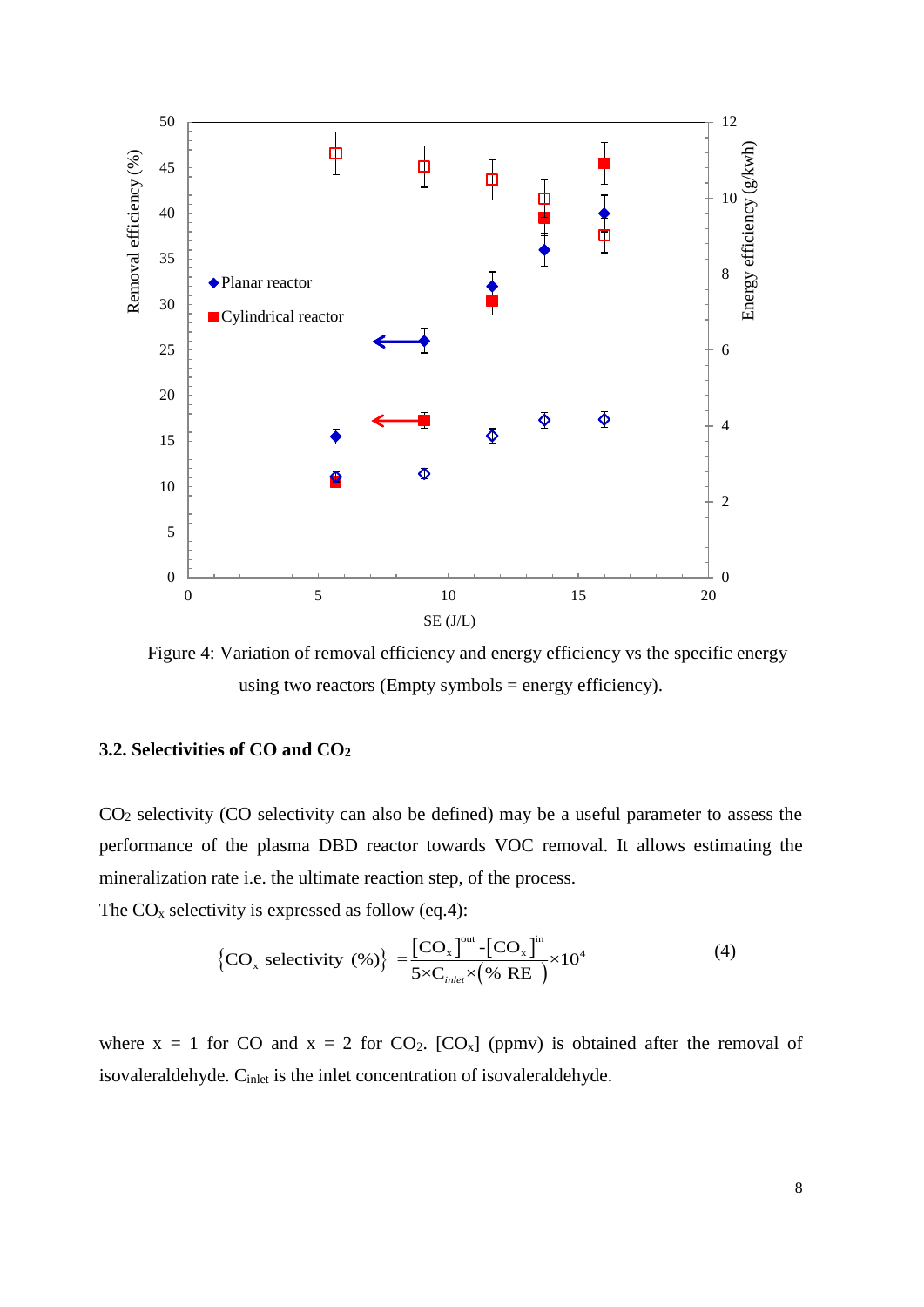Figure 4: Variation of removal efficiency and energy efficiency vs the specific energy using two reactors (Empty symbols = energy efficiency).

### 3.2. Selectivities of CO and $CO_2$

$CO_2$ selectivity (CO selectivity can also be defined) may be a useful parameter to assess the performance of the plasma DBD reactor towards VOC removal. It allows estimating the mineralization rate i.e. the ultimate reaction step, of the process.

The $CO_x$ selectivity is expressed as follow (eq.4):

$$\left\{CO_x \text{ selectivity } (\%)\right\} = \frac{[CO_x]^{out} - [CO_x]^{in}}{5 \times C_{inlet} \times (\% \text{ RE})} \times 10^4 \qquad (4)$$

where x = 1 for CO and x = 2 for $CO_2$. $[CO_x]$ (ppmv) is obtained after the removal of isovaleraldehyde. $C_{inlet}$ is the inlet concentration of isovaleraldehyde.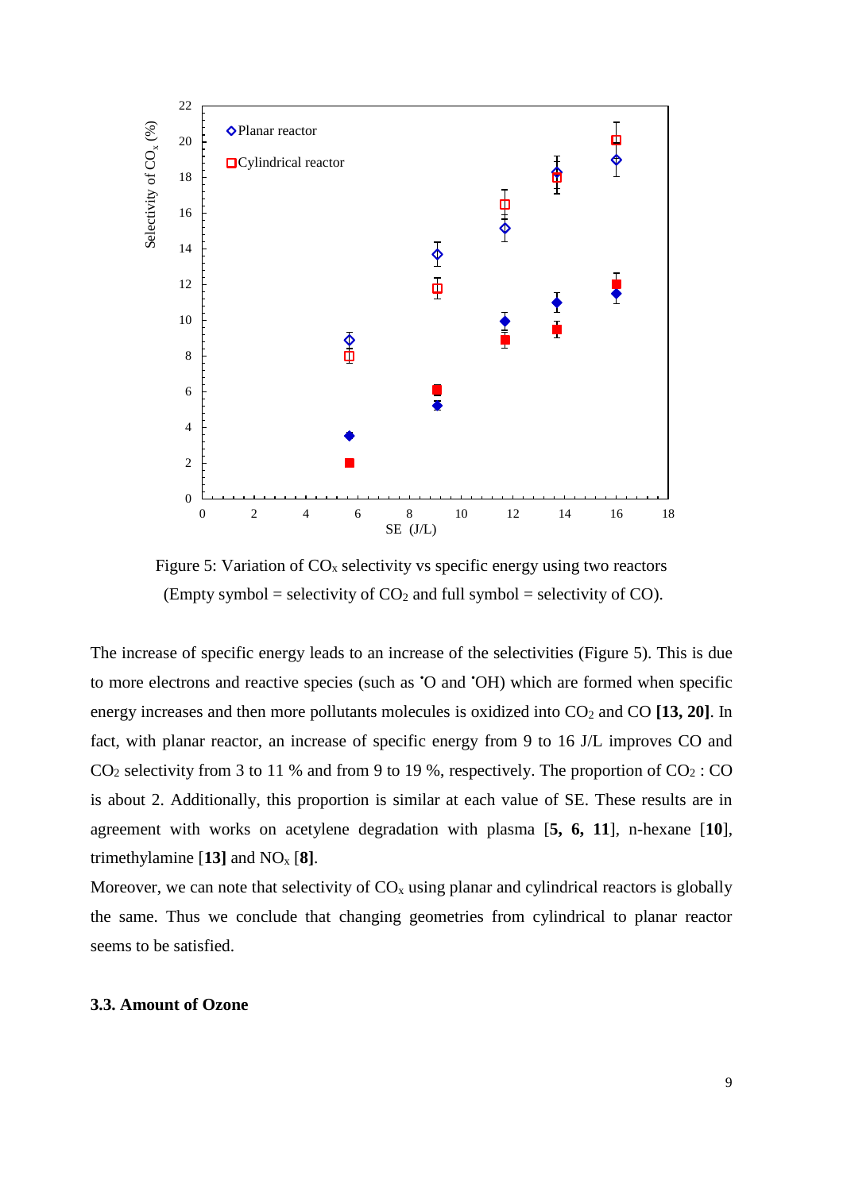Figure 5: Variation of $CO_x$ selectivity vs specific energy using two reactors (Empty symbol = selectivity of $CO_2$ and full symbol = selectivity of CO).

The increase of specific energy leads to an increase of the selectivities (Figure 5). This is due to more electrons and reactive species (such as $^{\bullet}O$ and $^{\bullet}OH$) which are formed when specific energy increases and then more pollutants molecules is oxidized into $CO_2$ and CO **[13, 20]**. In fact, with planar reactor, an increase of specific energy from 9 to 16 J/L improves CO and $CO_2$ selectivity from 3 to 11 % and from 9 to 19 %, respectively. The proportion of $CO_2$ : CO is about 2. Additionally, this proportion is similar at each value of SE. These results are in agreement with works on acetylene degradation with plasma [**5, 6, 11**], n-hexane [**10**], trimethylamine [**13]** and $NO_x$ [**8]**.

Moreover, we can note that selectivity of $CO_x$ using planar and cylindrical reactors is globally the same. Thus we conclude that changing geometries from cylindrical to planar reactor seems to be satisfied.

### 3.3. Amount of Ozone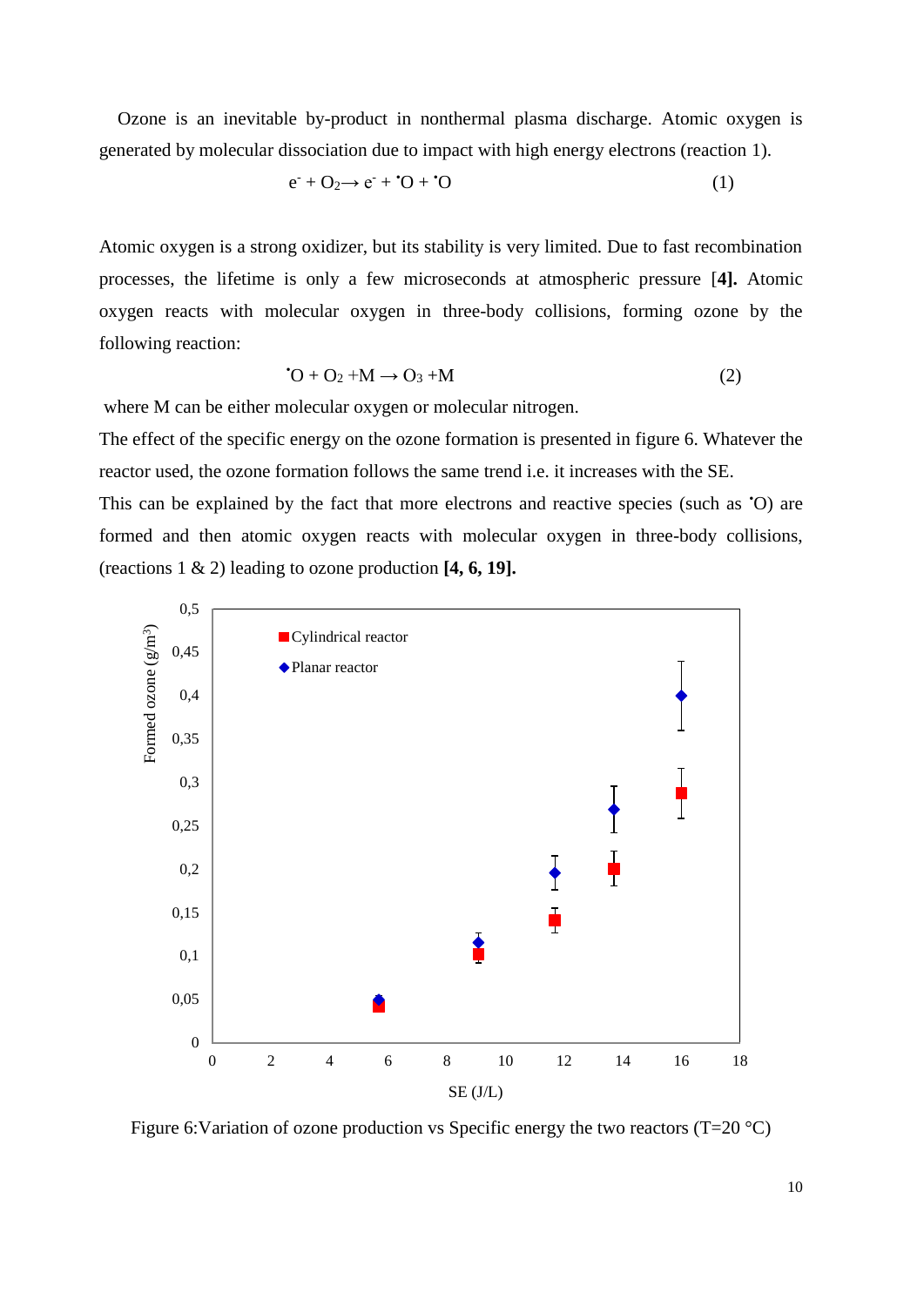Ozone is an inevitable by-product in nonthermal plasma discharge. Atomic oxygen is generated by molecular dissociation due to impact with high energy electrons (reaction 1).

$$e^- + O_2 \rightarrow e^- + {}^{\bullet}O + {}^{\bullet}O \qquad (1)$$

Atomic oxygen is a strong oxidizer, but its stability is very limited. Due to fast recombination processes, the lifetime is only a few microseconds at atmospheric pressure [**4**]. Atomic oxygen reacts with molecular oxygen in three-body collisions, forming ozone by the following reaction:

$${}^{\bullet}O + O_2 + M \rightarrow O_3 + M \qquad (2)$$

where M can be either molecular oxygen or molecular nitrogen.

The effect of the specific energy on the ozone formation is presented in figure 6. Whatever the reactor used, the ozone formation follows the same trend i.e. it increases with the SE.

This can be explained by the fact that more electrons and reactive species (such as ${}^{\bullet}O$) are formed and then atomic oxygen reacts with molecular oxygen in three-body collisions, (reactions 1 & 2) leading to ozone production **[4, 6, 19].**

Figure 6:Variation of ozone production vs Specific energy the two reactors (T=20 °C)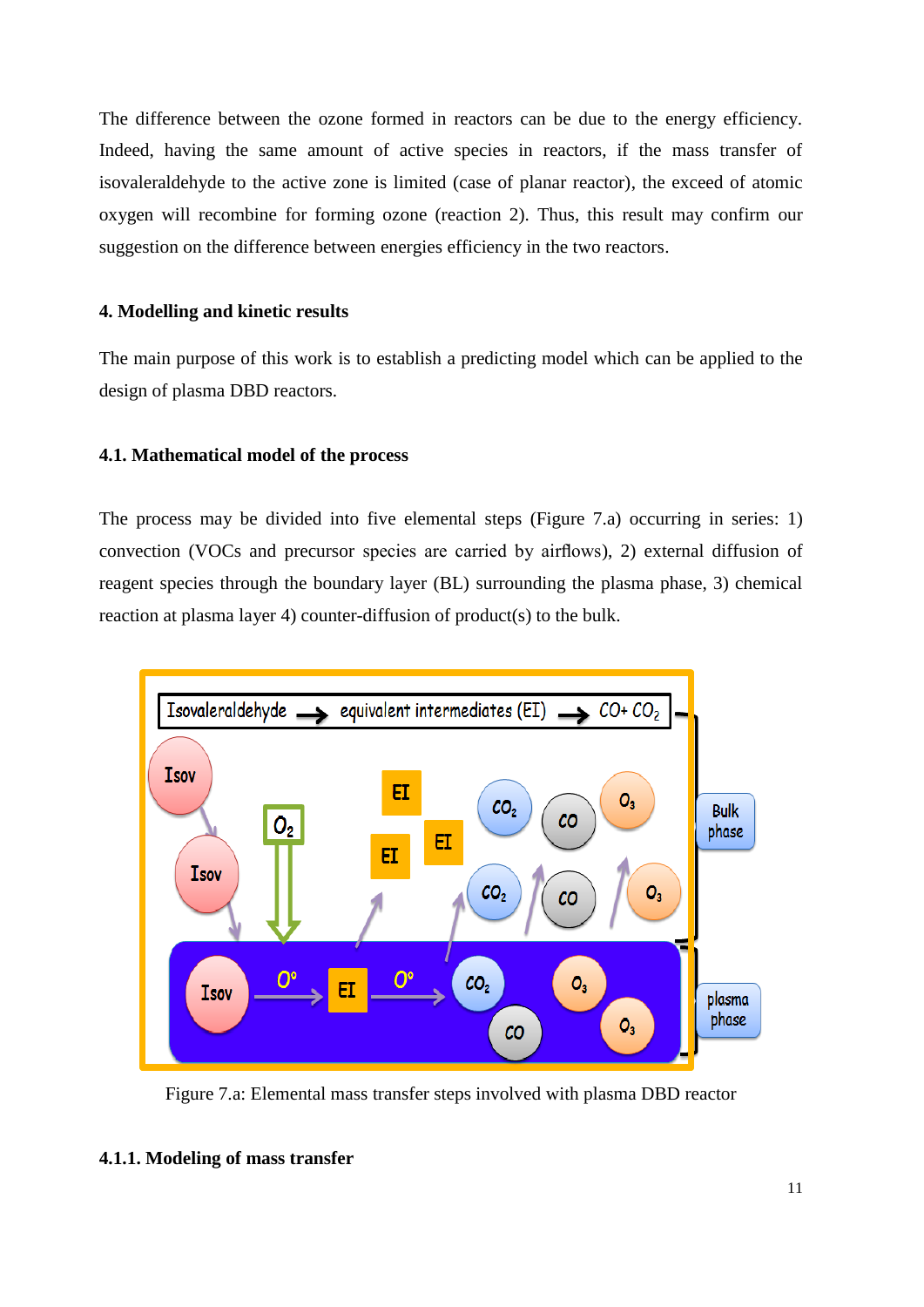The difference between the ozone formed in reactors can be due to the energy efficiency. Indeed, having the same amount of active species in reactors, if the mass transfer of isovaleraldehyde to the active zone is limited (case of planar reactor), the exceed of atomic oxygen will recombine for forming ozone (reaction 2). Thus, this result may confirm our suggestion on the difference between energies efficiency in the two reactors.

## 4. Modelling and kinetic results

The main purpose of this work is to establish a predicting model which can be applied to the design of plasma DBD reactors.

### 4.1. Mathematical model of the process

The process may be divided into five elemental steps (Figure 7.a) occurring in series: 1) convection (VOCs and precursor species are carried by airflows), 2) external diffusion of reagent species through the boundary layer (BL) surrounding the plasma phase, 3) chemical reaction at plasma layer 4) counter-diffusion of product(s) to the bulk.

Figure 7.a: Elemental mass transfer steps involved with plasma DBD reactor

#### 4.1.1. Modeling of mass transfer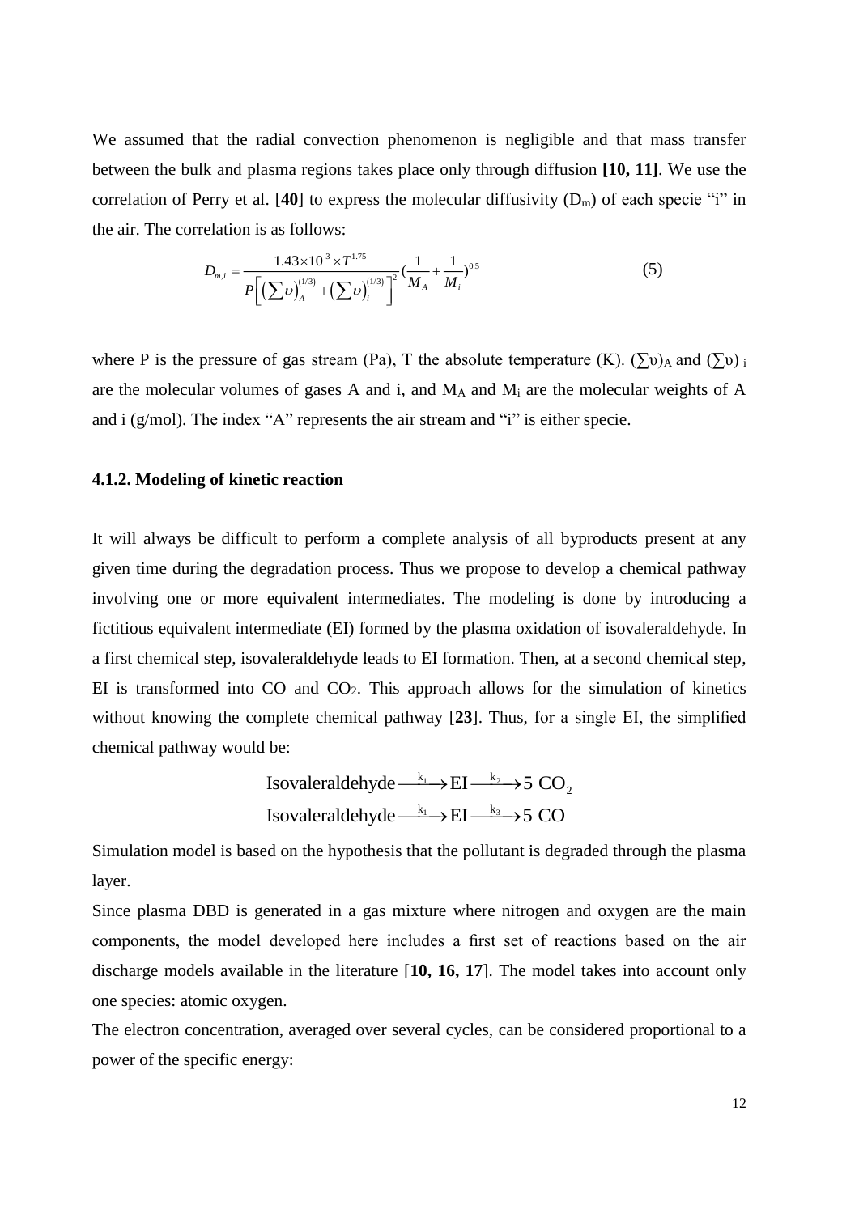We assumed that the radial convection phenomenon is negligible and that mass transfer between the bulk and plasma regions takes place only through diffusion **[10, 11]**. We use the correlation of Perry et al. [**40**] to express the molecular diffusivity ($D_m$) of each specie "i" in the air. The correlation is as follows:

$$D_{m,i} = \frac{1.43 \times 10^{-3} \times T^{1.75}}{P\left[\left(\sum \upsilon\right)_A^{(1/3)} + \left(\sum \upsilon\right)_i^{(1/3)}\right]^2} \left(\frac{1}{M_A} + \frac{1}{M_i}\right)^{0.5} \tag{5}$$

where P is the pressure of gas stream (Pa), T the absolute temperature (K). $(\sum\upsilon)_A$ and $(\sum\upsilon)_i$ are the molecular volumes of gases A and i, and $M_A$ and $M_i$ are the molecular weights of A and i (g/mol). The index "A" represents the air stream and "i" is either specie.

### 4.1.2. Modeling of kinetic reaction

It will always be difficult to perform a complete analysis of all byproducts present at any given time during the degradation process. Thus we propose to develop a chemical pathway involving one or more equivalent intermediates. The modeling is done by introducing a fictitious equivalent intermediate (EI) formed by the plasma oxidation of isovaleraldehyde. In a first chemical step, isovaleraldehyde leads to EI formation. Then, at a second chemical step, EI is transformed into CO and $CO_2$. This approach allows for the simulation of kinetics without knowing the complete chemical pathway [**23**]. Thus, for a single EI, the simplified chemical pathway would be:

$$\text{Isovaleraldehyde} \xrightarrow{k_1} \text{EI} \xrightarrow{k_2} 5\ CO_2$$

$$\text{Isovaleraldehyde} \xrightarrow{k_1} \text{EI} \xrightarrow{k_3} 5\ CO$$

Simulation model is based on the hypothesis that the pollutant is degraded through the plasma layer.

Since plasma DBD is generated in a gas mixture where nitrogen and oxygen are the main components, the model developed here includes a first set of reactions based on the air discharge models available in the literature [**10, 16, 17**]. The model takes into account only one species: atomic oxygen.

The electron concentration, averaged over several cycles, can be considered proportional to a power of the specific energy: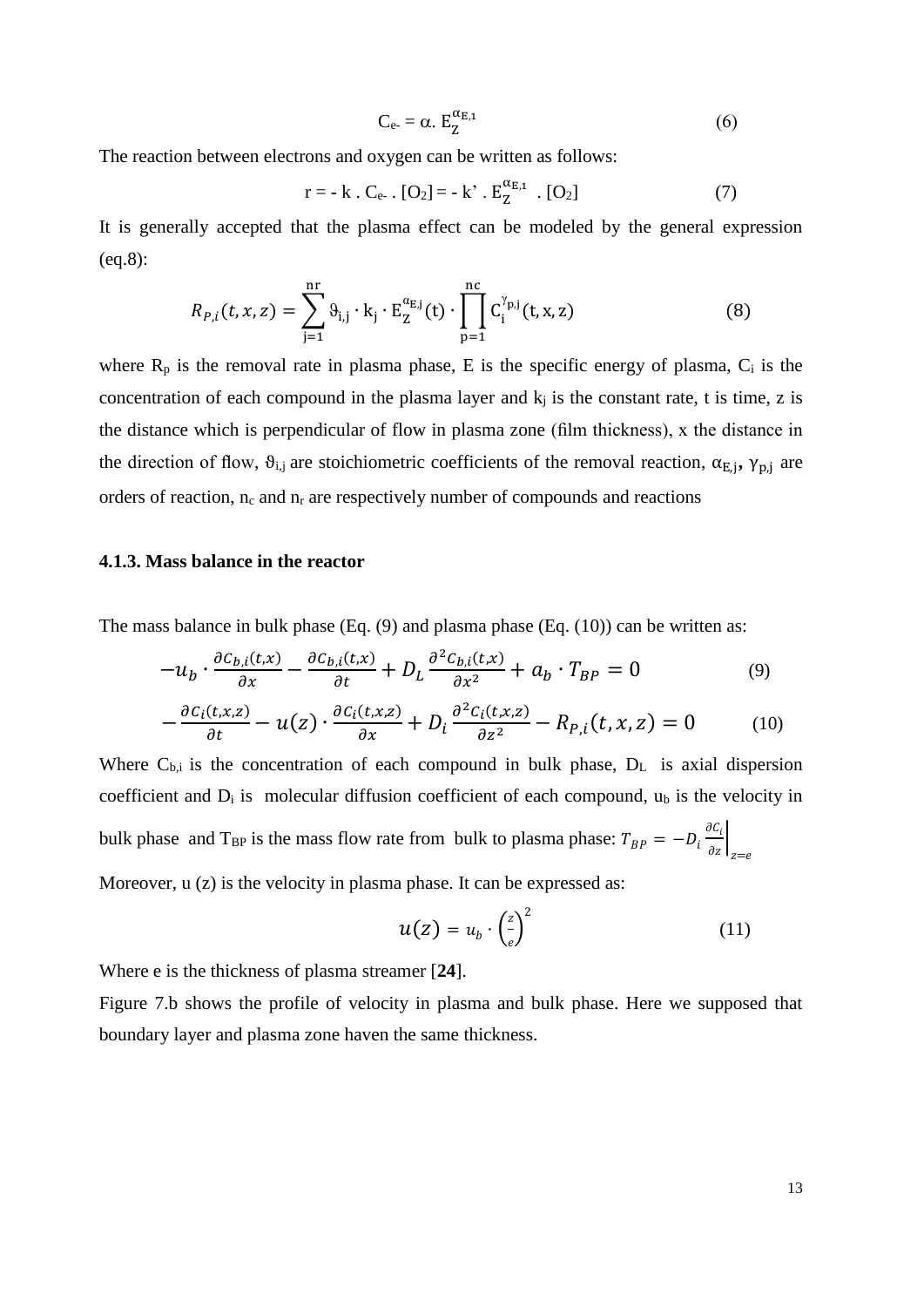$$C_{e^-} = \alpha . E_Z^{\alpha_{E,1}} \tag{6}$$

The reaction between electrons and oxygen can be written as follows:

$$r = - k . C_{e^-} . [O_2] = - k' . E_Z^{\alpha_{E,1}} . [O_2] \tag{7}$$

It is generally accepted that the plasma effect can be modeled by the general expression (eq.8):

$$R_{P,i}(t,x,z) = \sum_{j=1}^{nr} \vartheta_{i,j} \cdot k_j \cdot E_Z^{\alpha_{E,j}}(t) \cdot \prod_{p=1}^{nc} C_i^{\gamma_{p,j}}(t,x,z) \tag{8}$$

where $R_p$ is the removal rate in plasma phase, E is the specific energy of plasma, $C_i$ is the concentration of each compound in the plasma layer and $k_j$ is the constant rate, t is time, z is the distance which is perpendicular of flow in plasma zone (film thickness), x the distance in the direction of flow, $\vartheta_{i,j}$ are stoichiometric coefficients of the removal reaction, $\alpha_{E,j}$, $\gamma_{p,j}$ are orders of reaction, $n_c$ and $n_r$ are respectively number of compounds and reactions

### 4.1.3. Mass balance in the reactor

The mass balance in bulk phase (Eq. (9) and plasma phase (Eq. (10)) can be written as:

$$-u_b \cdot \frac{\partial C_{b,i}(t,x)}{\partial x} - \frac{\partial C_{b,i}(t,x)}{\partial t} + D_L \frac{\partial^2 C_{b,i}(t,x)}{\partial x^2} + a_b \cdot T_{BP} = 0 \tag{9}$$

$$-\frac{\partial C_i(t,x,z)}{\partial t} - u(z) \cdot \frac{\partial C_i(t,x,z)}{\partial x} + D_i \frac{\partial^2 C_i(t,x,z)}{\partial z^2} - R_{P,i}(t,x,z) = 0 \tag{10}$$

Where $C_{b,i}$ is the concentration of each compound in bulk phase, $D_L$ is axial dispersion coefficient and $D_i$ is molecular diffusion coefficient of each compound, $u_b$ is the velocity in bulk phase and $T_{BP}$ is the mass flow rate from bulk to plasma phase: $T_{BP} = -D_i \left. \frac{\partial C_i}{\partial z} \right|_{z=e}$

Moreover, u (z) is the velocity in plasma phase. It can be expressed as:

$$u(z) = u_b \cdot \left(\frac{z}{e}\right)^2 \tag{11}$$

Where e is the thickness of plasma streamer [**24**].

Figure 7.b shows the profile of velocity in plasma and bulk phase. Here we supposed that boundary layer and plasma zone haven the same thickness.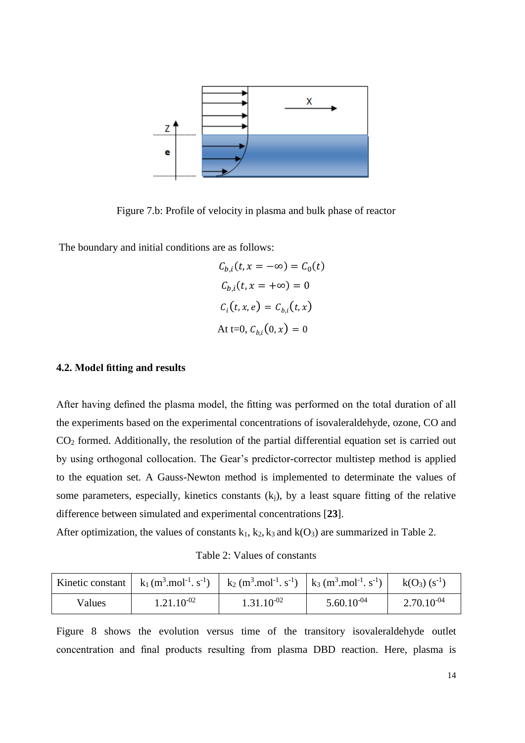Figure 7.b: Profile of velocity in plasma and bulk phase of reactor

The boundary and initial conditions are as follows:

$$C_{b,i}(t, x = -\infty) = C_0(t)$$

$$C_{b,i}(t, x = +\infty) = 0$$

$$C_i(t, x, e) = C_{b,i}(t, x)$$

$$\text{At t=0, } C_{b,i}(0, x) = 0$$

### 4.2. Model fitting and results

After having defined the plasma model, the fitting was performed on the total duration of all the experiments based on the experimental concentrations of isovaleraldehyde, ozone, CO and $CO_2$ formed. Additionally, the resolution of the partial differential equation set is carried out by using orthogonal collocation. The Gear's predictor-corrector multistep method is applied to the equation set. A Gauss-Newton method is implemented to determinate the values of some parameters, especially, kinetics constants ($k_j$), by a least square fitting of the relative difference between simulated and experimental concentrations [**23**].

After optimization, the values of constants $k_1$, $k_2$, $k_3$ and $k(O_3)$ are summarized in Table 2.

Table 2: Values of constants

| Kinetic constant | $k_1$ ($m^3.mol^{-1}. s^{-1}$) | $k_2$ ($m^3.mol^{-1}. s^{-1}$) | $k_3$ ($m^3.mol^{-1}. s^{-1}$) | $k(O_3)$ ($s^{-1}$) |
|---|---|---|---|---|
| Values | $1.21.10^{-02}$ | $1.31.10^{-02}$ | $5.60.10^{-04}$ | $2.70.10^{-04}$ |

Figure 8 shows the evolution versus time of the transitory isovaleraldehyde outlet concentration and final products resulting from plasma DBD reaction. Here, plasma is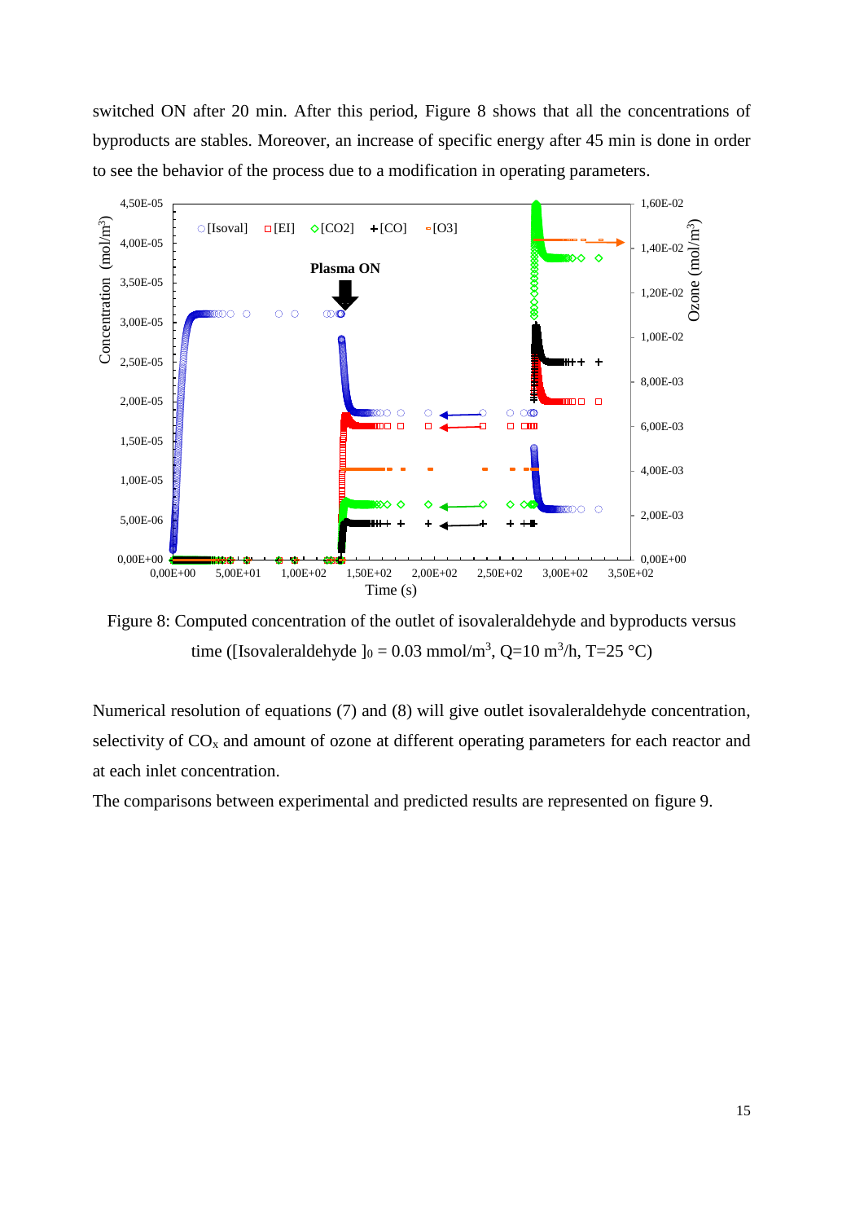switched ON after 20 min. After this period, Figure 8 shows that all the concentrations of byproducts are stables. Moreover, an increase of specific energy after 45 min is done in order to see the behavior of the process due to a modification in operating parameters.

Figure 8: Computed concentration of the outlet of isovaleraldehyde and byproducts versus time ([Isovaleraldehyde $]_0$ = 0.03 mmol/m$^3$, Q=10 m$^3$/h, T=25 °C)

Numerical resolution of equations (7) and (8) will give outlet isovaleraldehyde concentration, selectivity of $CO_x$ and amount of ozone at different operating parameters for each reactor and at each inlet concentration.

The comparisons between experimental and predicted results are represented on figure 9.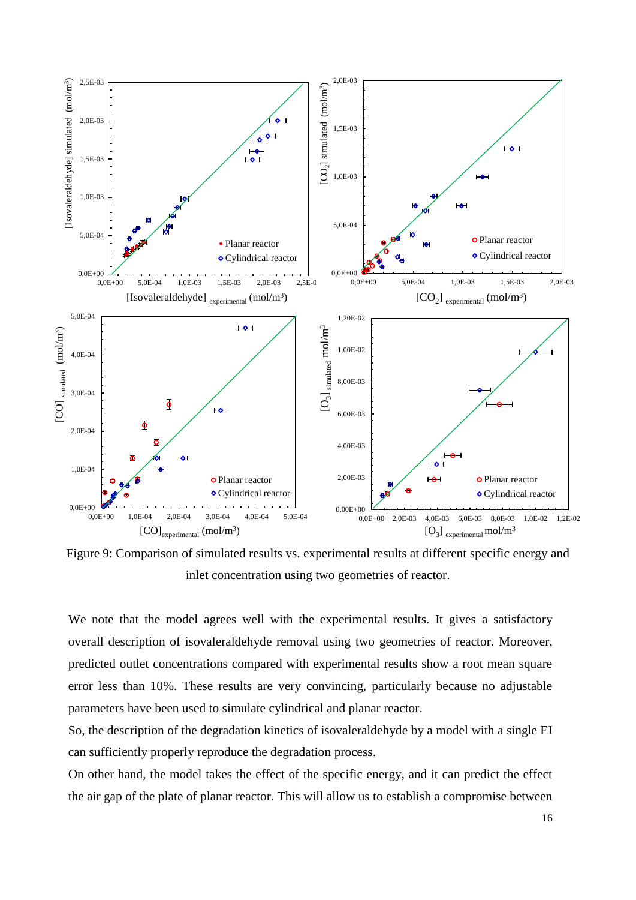Figure 9: Comparison of simulated results vs. experimental results at different specific energy and inlet concentration using two geometries of reactor.

We note that the model agrees well with the experimental results. It gives a satisfactory overall description of isovaleraldehyde removal using two geometries of reactor. Moreover, predicted outlet concentrations compared with experimental results show a root mean square error less than 10%. These results are very convincing, particularly because no adjustable parameters have been used to simulate cylindrical and planar reactor.

So, the description of the degradation kinetics of isovaleraldehyde by a model with a single EI can sufficiently properly reproduce the degradation process.

On other hand, the model takes the effect of the specific energy, and it can predict the effect the air gap of the plate of planar reactor. This will allow us to establish a compromise between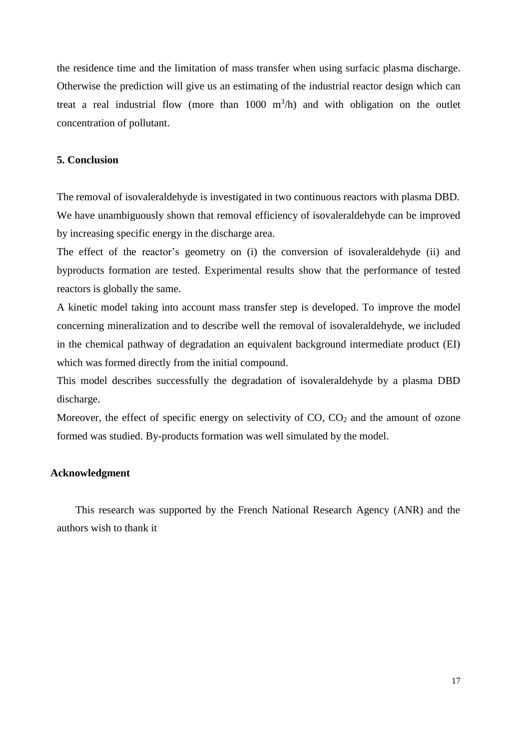the residence time and the limitation of mass transfer when using surfacic plasma discharge. Otherwise the prediction will give us an estimating of the industrial reactor design which can treat a real industrial flow (more than 1000 $m^3/h$) and with obligation on the outlet concentration of pollutant.

## 5. Conclusion

The removal of isovaleraldehyde is investigated in two continuous reactors with plasma DBD. We have unambiguously shown that removal efficiency of isovaleraldehyde can be improved by increasing specific energy in the discharge area.

The effect of the reactor's geometry on (i) the conversion of isovaleraldehyde (ii) and byproducts formation are tested. Experimental results show that the performance of tested reactors is globally the same.

A kinetic model taking into account mass transfer step is developed. To improve the model concerning mineralization and to describe well the removal of isovaleraldehyde, we included in the chemical pathway of degradation an equivalent background intermediate product (EI) which was formed directly from the initial compound.

This model describes successfully the degradation of isovaleraldehyde by a plasma DBD discharge.

Moreover, the effect of specific energy on selectivity of CO, $CO_2$ and the amount of ozone formed was studied. By-products formation was well simulated by the model.

## Acknowledgment

This research was supported by the French National Research Agency (ANR) and the authors wish to thank it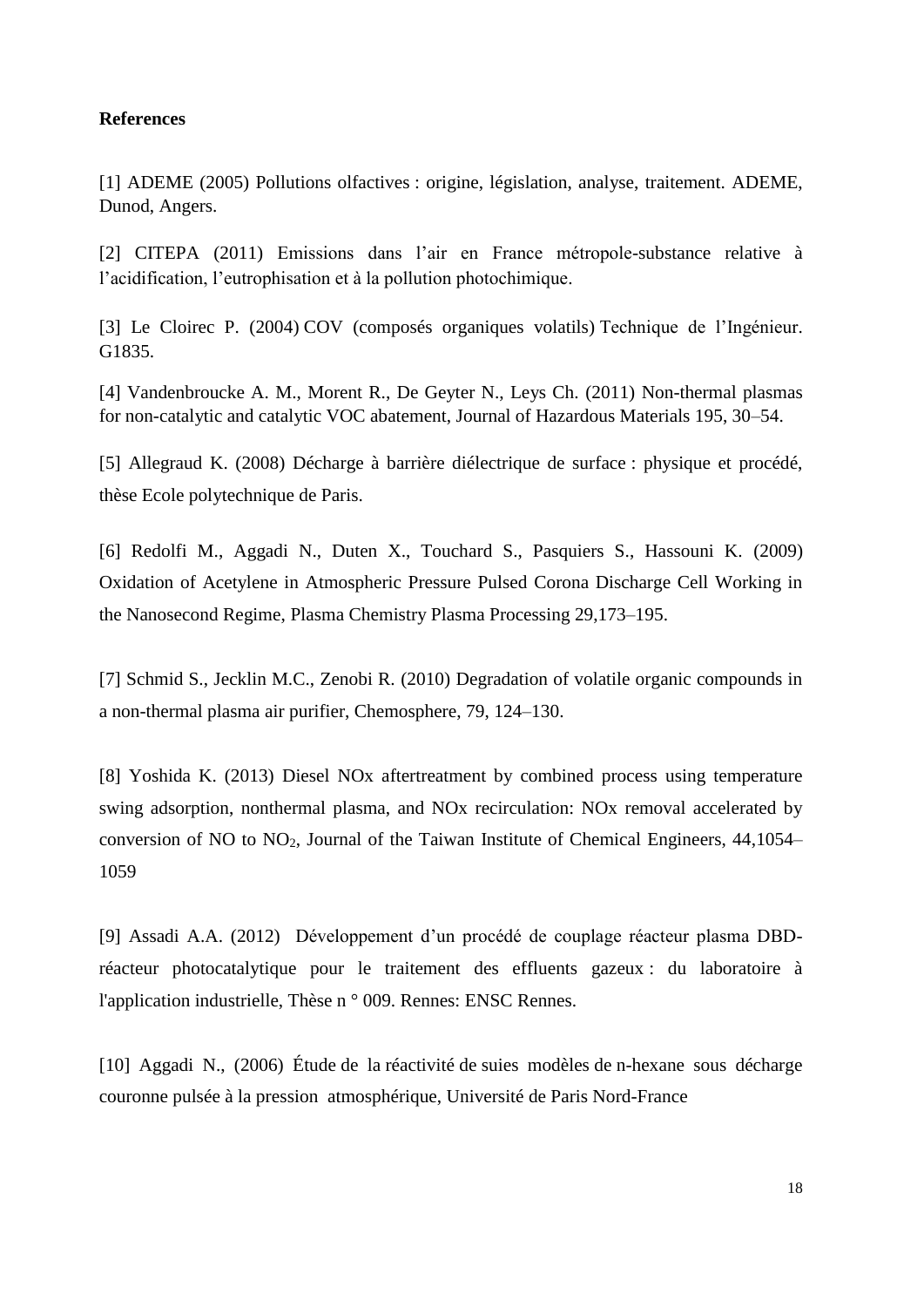**References**

[1] ADEME (2005) Pollutions olfactives : origine, législation, analyse, traitement. ADEME, Dunod, Angers.

[2] CITEPA (2011) Emissions dans l'air en France métropole-substance relative à l'acidification, l'eutrophisation et à la pollution photochimique.

[3] Le Cloirec P. (2004) COV (composés organiques volatils) Technique de l'Ingénieur. G1835.

[4] Vandenbroucke A. M., Morent R., De Geyter N., Leys Ch. (2011) Non-thermal plasmas for non-catalytic and catalytic VOC abatement, Journal of Hazardous Materials 195, 30–54.

[5] Allegraud K. (2008) Décharge à barrière diélectrique de surface : physique et procédé, thèse Ecole polytechnique de Paris.

[6] Redolfi M., Aggadi N., Duten X., Touchard S., Pasquiers S., Hassouni K. (2009) Oxidation of Acetylene in Atmospheric Pressure Pulsed Corona Discharge Cell Working in the Nanosecond Regime, Plasma Chemistry Plasma Processing 29,173–195.

[7] Schmid S., Jecklin M.C., Zenobi R. (2010) Degradation of volatile organic compounds in a non-thermal plasma air purifier, Chemosphere, 79, 124–130.

[8] Yoshida K. (2013) Diesel NOx aftertreatment by combined process using temperature swing adsorption, nonthermal plasma, and NOx recirculation: NOx removal accelerated by conversion of NO to $NO_2$, Journal of the Taiwan Institute of Chemical Engineers, 44,1054–1059

[9] Assadi A.A. (2012) Développement d'un procédé de couplage réacteur plasma DBD-réacteur photocatalytique pour le traitement des effluents gazeux : du laboratoire à l'application industrielle, Thèse n ° 009. Rennes: ENSC Rennes.

[10] Aggadi N., (2006) Étude de la réactivité de suies modèles de n-hexane sous décharge couronne pulsée à la pression atmosphérique, Université de Paris Nord-France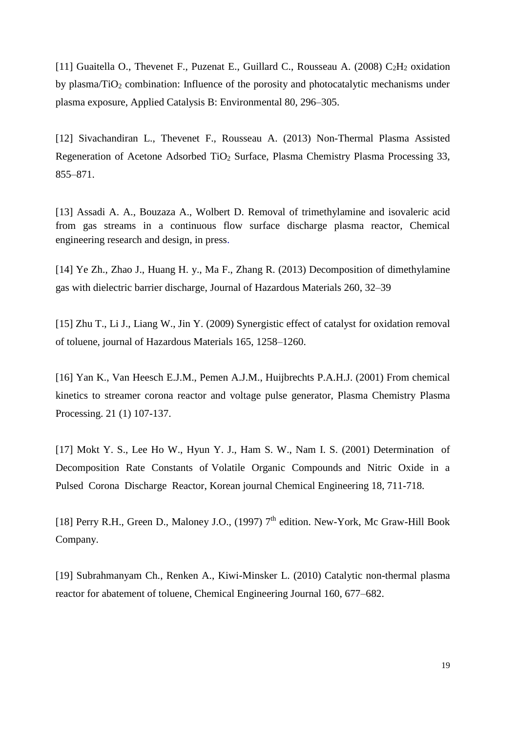[11] Guaitella O., Thevenet F., Puzenat E., Guillard C., Rousseau A. (2008) $C_2H_2$ oxidation by plasma/$TiO_2$ combination: Influence of the porosity and photocatalytic mechanisms under plasma exposure, Applied Catalysis B: Environmental 80, 296–305.

[12] Sivachandiran L., Thevenet F., Rousseau A. (2013) Non-Thermal Plasma Assisted Regeneration of Acetone Adsorbed $TiO_2$ Surface, Plasma Chemistry Plasma Processing 33, 855–871.

[13] Assadi A. A., Bouzaza A., Wolbert D. Removal of trimethylamine and isovaleric acid from gas streams in a continuous flow surface discharge plasma reactor, Chemical engineering research and design, in press.

[14] Ye Zh., Zhao J., Huang H. y., Ma F., Zhang R. (2013) Decomposition of dimethylamine gas with dielectric barrier discharge, Journal of Hazardous Materials 260, 32–39

[15] Zhu T., Li J., Liang W., Jin Y. (2009) Synergistic effect of catalyst for oxidation removal of toluene, journal of Hazardous Materials 165, 1258–1260.

[16] Yan K., Van Heesch E.J.M., Pemen A.J.M., Huijbrechts P.A.H.J. (2001) From chemical kinetics to streamer corona reactor and voltage pulse generator, Plasma Chemistry Plasma Processing. 21 (1) 107-137.

[17] Mokt Y. S., Lee Ho W., Hyun Y. J., Ham S. W., Nam I. S. (2001) Determination of Decomposition Rate Constants of Volatile Organic Compounds and Nitric Oxide in a Pulsed Corona Discharge Reactor, Korean journal Chemical Engineering 18, 711-718.

[18] Perry R.H., Green D., Maloney J.O., (1997) 7th edition. New-York, Mc Graw-Hill Book Company.

[19] Subrahmanyam Ch., Renken A., Kiwi-Minsker L. (2010) Catalytic non-thermal plasma reactor for abatement of toluene, Chemical Engineering Journal 160, 677–682.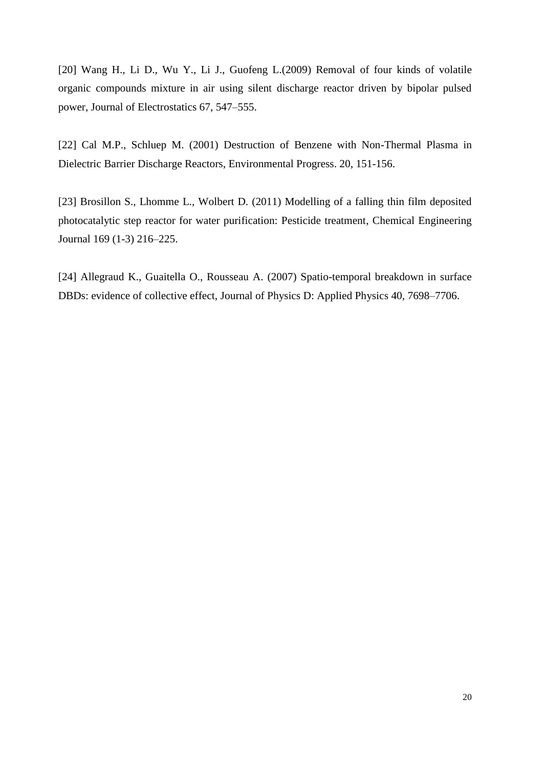[20] Wang H., Li D., Wu Y., Li J., Guofeng L.(2009) Removal of four kinds of volatile organic compounds mixture in air using silent discharge reactor driven by bipolar pulsed power, Journal of Electrostatics 67, 547–555.

[22] Cal M.P., Schluep M. (2001) Destruction of Benzene with Non-Thermal Plasma in Dielectric Barrier Discharge Reactors, Environmental Progress. 20, 151-156.

[23] Brosillon S., Lhomme L., Wolbert D. (2011) Modelling of a falling thin film deposited photocatalytic step reactor for water purification: Pesticide treatment, Chemical Engineering Journal 169 (1-3) 216–225.

[24] Allegraud K., Guaitella O., Rousseau A. (2007) Spatio-temporal breakdown in surface DBDs: evidence of collective effect, Journal of Physics D: Applied Physics 40, 7698–7706.